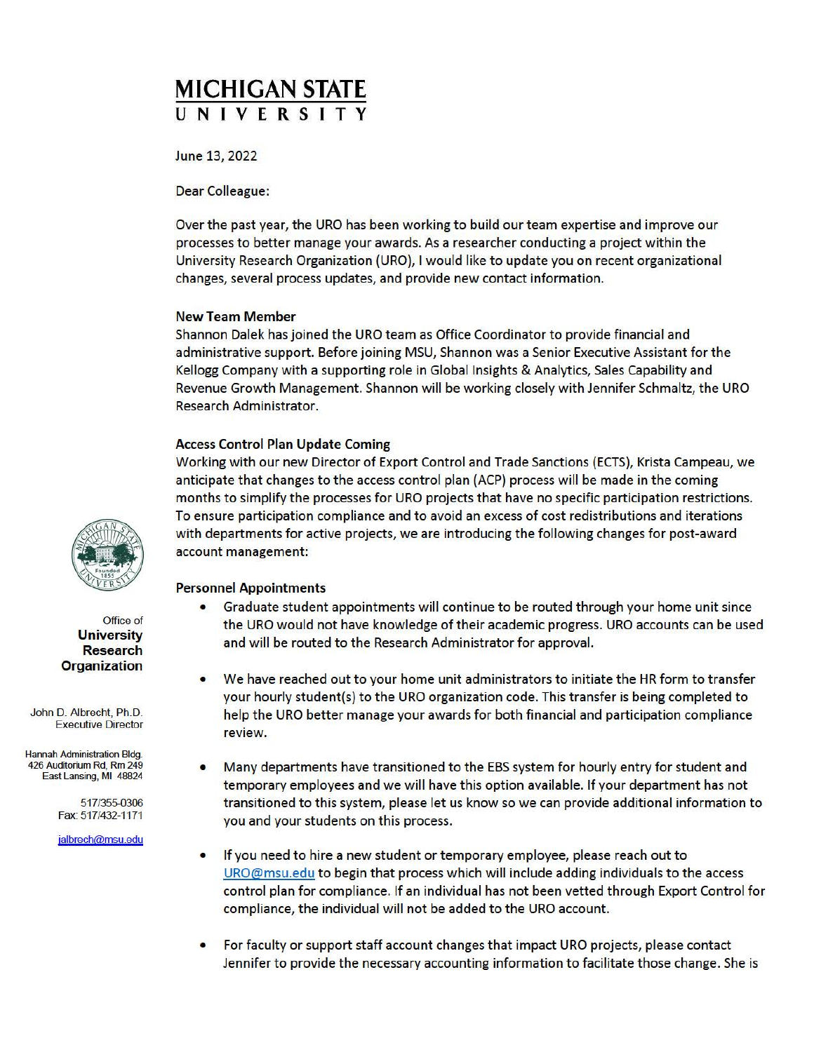# MICHIGAN STATE UNIVERSITY

Office of
**University Research Organization**

John D. Albrecht, Ph.D.
Executive Director

Hannah Administration Bldg.
426 Auditorium Rd, Rm 249
East Lansing, MI 48824

517/355-0306
Fax: 517/432-1171

jalbrech@msu.edu

June 13, 2022

Dear Colleague:

Over the past year, the URO has been working to build our team expertise and improve our processes to better manage your awards. As a researcher conducting a project within the University Research Organization (URO), I would like to update you on recent organizational changes, several process updates, and provide new contact information.

**New Team Member**

Shannon Dalek has joined the URO team as Office Coordinator to provide financial and administrative support. Before joining MSU, Shannon was a Senior Executive Assistant for the Kellogg Company with a supporting role in Global Insights & Analytics, Sales Capability and Revenue Growth Management. Shannon will be working closely with Jennifer Schmaltz, the URO Research Administrator.

**Access Control Plan Update Coming**

Working with our new Director of Export Control and Trade Sanctions (ECTS), Krista Campeau, we anticipate that changes to the access control plan (ACP) process will be made in the coming months to simplify the processes for URO projects that have no specific participation restrictions. To ensure participation compliance and to avoid an excess of cost redistributions and iterations with departments for active projects, we are introducing the following changes for post-award account management:

**Personnel Appointments**

- Graduate student appointments will continue to be routed through your home unit since the URO would not have knowledge of their academic progress. URO accounts can be used and will be routed to the Research Administrator for approval.

- We have reached out to your home unit administrators to initiate the HR form to transfer your hourly student(s) to the URO organization code. This transfer is being completed to help the URO better manage your awards for both financial and participation compliance review.

- Many departments have transitioned to the EBS system for hourly entry for student and temporary employees and we will have this option available. If your department has not transitioned to this system, please let us know so we can provide additional information to you and your students on this process.

- If you need to hire a new student or temporary employee, please reach out to URO@msu.edu to begin that process which will include adding individuals to the access control plan for compliance. If an individual has not been vetted through Export Control for compliance, the individual will not be added to the URO account.

- For faculty or support staff account changes that impact URO projects, please contact Jennifer to provide the necessary accounting information to facilitate those change. She is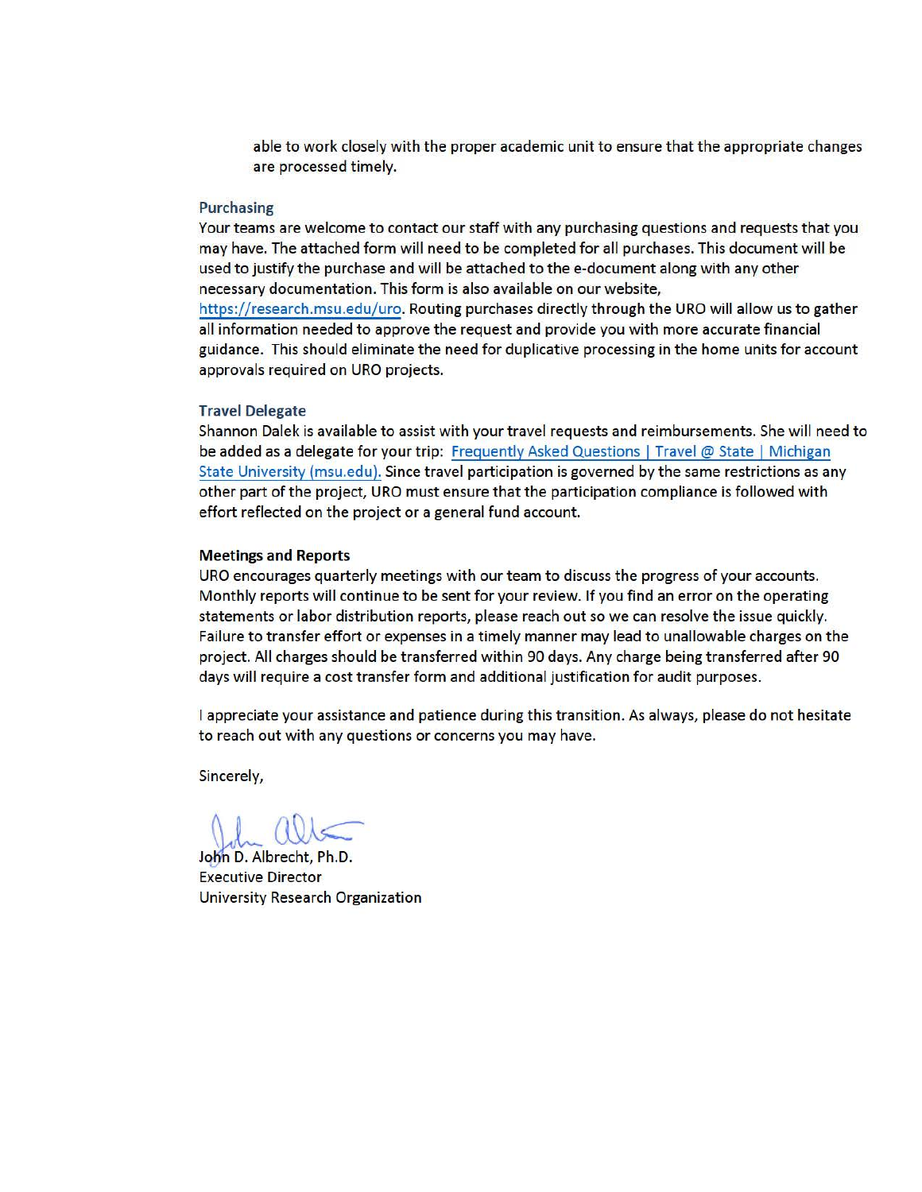able to work closely with the proper academic unit to ensure that the appropriate changes are processed timely.

### Purchasing

Your teams are welcome to contact our staff with any purchasing questions and requests that you may have. The attached form will need to be completed for all purchases. This document will be used to justify the purchase and will be attached to the e-document along with any other necessary documentation. This form is also available on our website, https://research.msu.edu/uro. Routing purchases directly through the URO will allow us to gather all information needed to approve the request and provide you with more accurate financial guidance. This should eliminate the need for duplicative processing in the home units for account approvals required on URO projects.

### Travel Delegate

Shannon Dalek is available to assist with your travel requests and reimbursements. She will need to be added as a delegate for your trip: Frequently Asked Questions | Travel @ State | Michigan State University (msu.edu). Since travel participation is governed by the same restrictions as any other part of the project, URO must ensure that the participation compliance is followed with effort reflected on the project or a general fund account.

**Meetings and Reports**

URO encourages quarterly meetings with our team to discuss the progress of your accounts. Monthly reports will continue to be sent for your review. If you find an error on the operating statements or labor distribution reports, please reach out so we can resolve the issue quickly. Failure to transfer effort or expenses in a timely manner may lead to unallowable charges on the project. All charges should be transferred within 90 days. Any charge being transferred after 90 days will require a cost transfer form and additional justification for audit purposes.

I appreciate your assistance and patience during this transition. As always, please do not hesitate to reach out with any questions or concerns you may have.

Sincerely,

John D. Albrecht, Ph.D.
Executive Director
University Research Organization